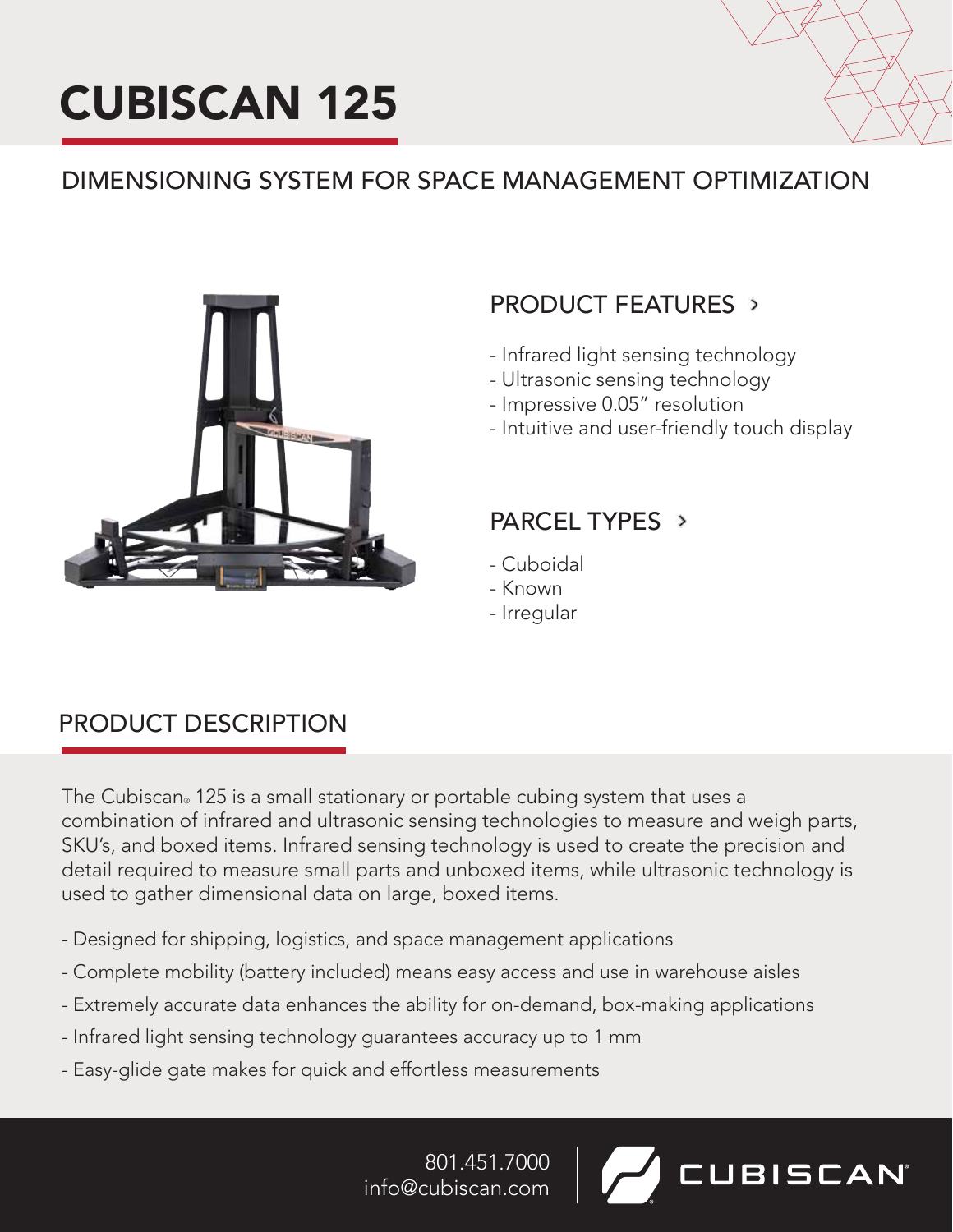# CUBISCAN 125

## DIMENSIONING SYSTEM FOR SPACE MANAGEMENT OPTIMIZATION

### PRODUCT FEATURES ›

- Infrared light sensing technology
- Ultrasonic sensing technology
- Impressive 0.05" resolution
- Intuitive and user-friendly touch display

### PARCEL TYPES ›

- Cuboidal
- Known
- Irregular

## PRODUCT DESCRIPTION

The Cubiscan® 125 is a small stationary or portable cubing system that uses a combination of infrared and ultrasonic sensing technologies to measure and weigh parts, SKU's, and boxed items. Infrared sensing technology is used to create the precision and detail required to measure small parts and unboxed items, while ultrasonic technology is used to gather dimensional data on large, boxed items.

- Designed for shipping, logistics, and space management applications
- Complete mobility (battery included) means easy access and use in warehouse aisles
- Extremely accurate data enhances the ability for on-demand, box-making applications
- Infrared light sensing technology guarantees accuracy up to 1 mm
- Easy-glide gate makes for quick and effortless measurements

801.451.7000
info@cubiscan.com

CUBISCAN®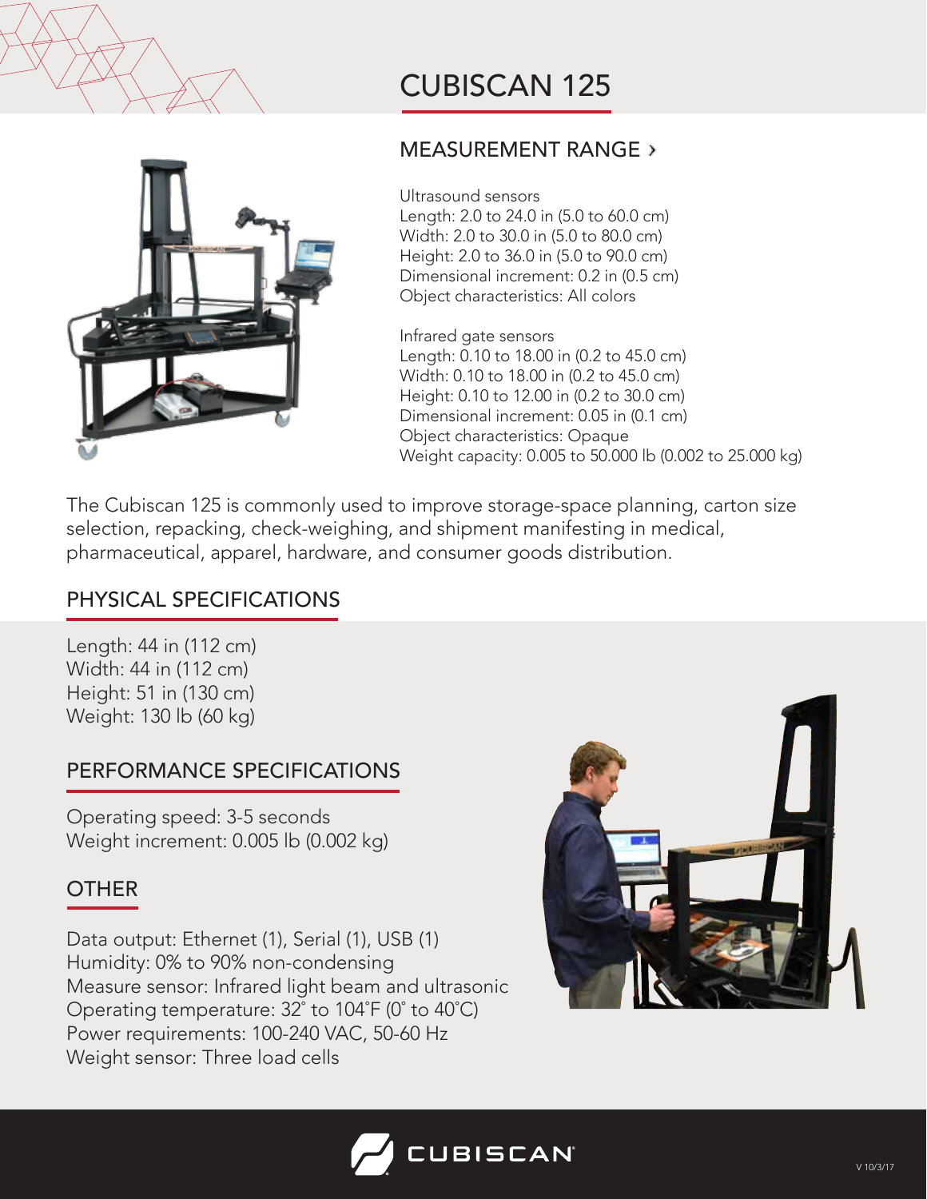# CUBISCAN 125

## MEASUREMENT RANGE ›

Ultrasound sensors
Length: 2.0 to 24.0 in (5.0 to 60.0 cm)
Width: 2.0 to 30.0 in (5.0 to 80.0 cm)
Height: 2.0 to 36.0 in (5.0 to 90.0 cm)
Dimensional increment: 0.2 in (0.5 cm)
Object characteristics: All colors

Infrared gate sensors
Length: 0.10 to 18.00 in (0.2 to 45.0 cm)
Width: 0.10 to 18.00 in (0.2 to 45.0 cm)
Height: 0.10 to 12.00 in (0.2 to 30.0 cm)
Dimensional increment: 0.05 in (0.1 cm)
Object characteristics: Opaque
Weight capacity: 0.005 to 50.000 lb (0.002 to 25.000 kg)

The Cubiscan 125 is commonly used to improve storage-space planning, carton size selection, repacking, check-weighing, and shipment manifesting in medical, pharmaceutical, apparel, hardware, and consumer goods distribution.

## PHYSICAL SPECIFICATIONS

Length: 44 in (112 cm)
Width: 44 in (112 cm)
Height: 51 in (130 cm)
Weight: 130 lb (60 kg)

## PERFORMANCE SPECIFICATIONS

Operating speed: 3-5 seconds
Weight increment: 0.005 lb (0.002 kg)

## OTHER

Data output: Ethernet (1), Serial (1), USB (1)
Humidity: 0% to 90% non-condensing
Measure sensor: Infrared light beam and ultrasonic
Operating temperature: 32˚ to 104˚F (0˚ to 40˚C)
Power requirements: 100-240 VAC, 50-60 Hz
Weight sensor: Three load cells

CUBISCAN

V 10/3/17